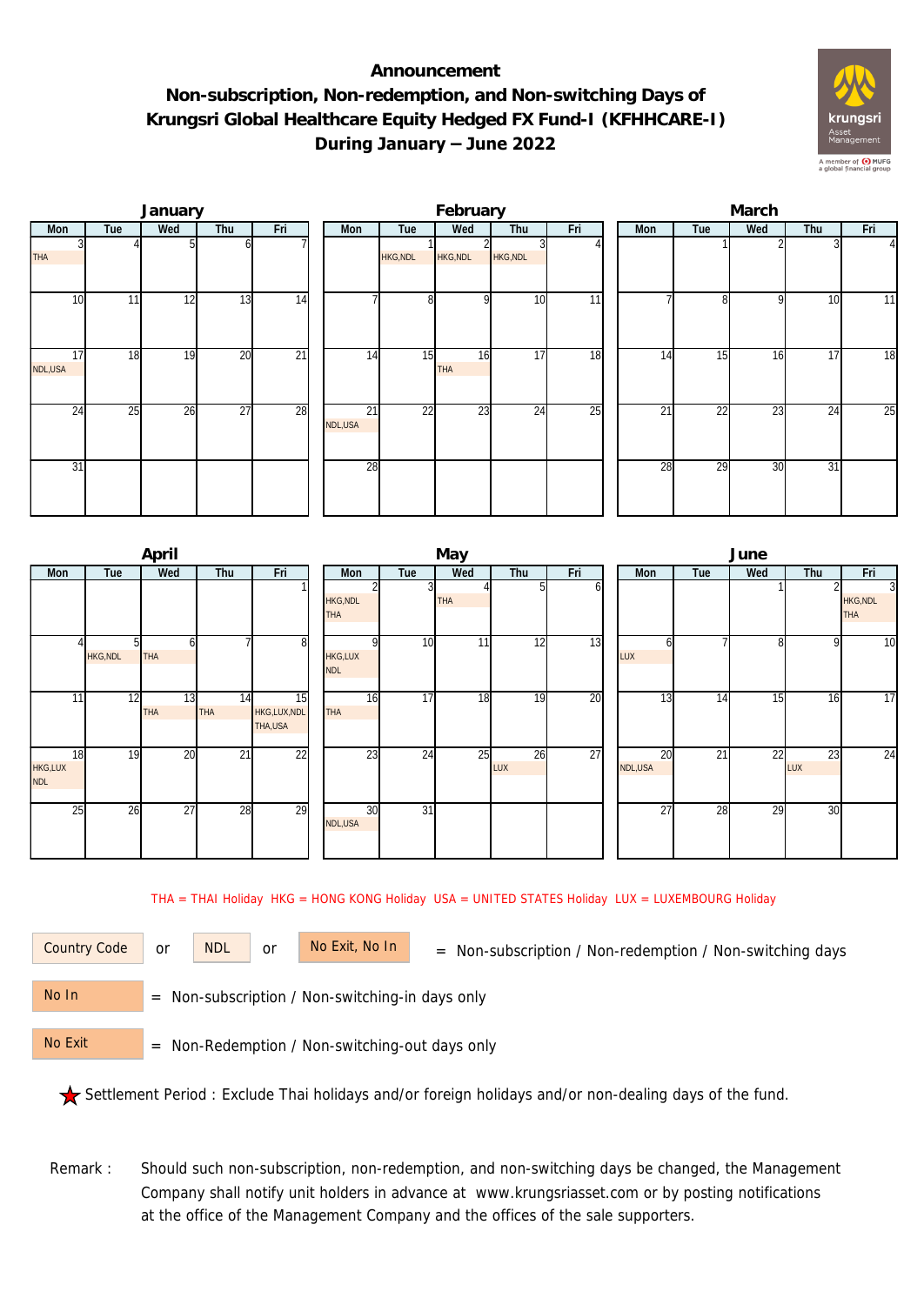# Announcement

## Non-subscription, Non-redemption, and Non-switching Days of Krungsri Global Healthcare Equity Hedged FX Fund-I (KFHHCARE-I) During January – June 2022

### January

| Mon | Tue | Wed | Thu | Fri |
|---|---|---|---|---|
| 3 THA | 4 | 5 | 6 | 7 |
| 10 | 11 | 12 | 13 | 14 |
| 17 NDL,USA | 18 | 19 | 20 | 21 |
| 24 | 25 | 26 | 27 | 28 |
| 31 | | | | |

### February

| Mon | Tue | Wed | Thu | Fri |
|---|---|---|---|---|
| | 1 HKG,NDL | 2 HKG,NDL | 3 HKG,NDL | 4 |
| 7 | 8 | 9 | 10 | 11 |
| 14 | 15 | 16 THA | 17 | 18 |
| 21 NDL,USA | 22 | 23 | 24 | 25 |
| 28 | | | | |

### March

| Mon | Tue | Wed | Thu | Fri |
|---|---|---|---|---|
| | 1 | 2 | 3 | 4 |
| 7 | 8 | 9 | 10 | 11 |
| 14 | 15 | 16 | 17 | 18 |
| 21 | 22 | 23 | 24 | 25 |
| 28 | 29 | 30 | 31 | |

### April

| Mon | Tue | Wed | Thu | Fri |
|---|---|---|---|---|
| | | | | 1 |
| 4 | 5 HKG,NDL | 6 THA | 7 | 8 |
| 11 | 12 | 13 THA | 14 THA | 15 HKG,LUX,NDL THA,USA |
| 18 HKG,LUX NDL | 19 | 20 | 21 | 22 |
| 25 | 26 | 27 | 28 | 29 |

### May

| Mon | Tue | Wed | Thu | Fri |
|---|---|---|---|---|
| 2 HKG,NDL THA | 3 | 4 THA | 5 | 6 |
| 9 HKG,LUX NDL | 10 | 11 | 12 | 13 |
| 16 THA | 17 | 18 | 19 | 20 |
| 23 | 24 | 25 | 26 LUX | 27 |
| 30 NDL,USA | 31 | | | |

### June

| Mon | Tue | Wed | Thu | Fri |
|---|---|---|---|---|
| | | 1 | 2 | 3 HKG,NDL THA |
| 6 LUX | 7 | 8 | 9 | 10 |
| 13 | 14 | 15 | 16 | 17 |
| 20 NDL,USA | 21 | 22 | 23 LUX | 24 |
| 27 | 28 | 29 | 30 | |

THA = THAI Holiday HKG = HONG KONG Holiday USA = UNITED STATES Holiday LUX = LUXEMBOURG Holiday

Country Code or NDL or No Exit, No In = Non-subscription / Non-redemption / Non-switching days

No In = Non-subscription / Non-switching-in days only

No Exit = Non-Redemption / Non-switching-out days only

★ Settlement Period : Exclude Thai holidays and/or foreign holidays and/or non-dealing days of the fund.

Remark : Should such non-subscription, non-redemption, and non-switching days be changed, the Management Company shall notify unit holders in advance at www.krungsriasset.com or by posting notifications at the office of the Management Company and the offices of the sale supporters.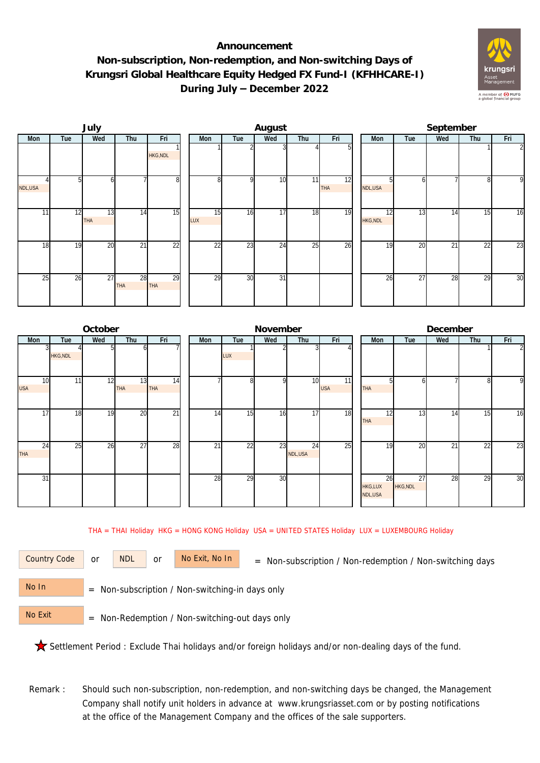# Announcement

## Non-subscription, Non-redemption, and Non-switching Days of Krungsri Global Healthcare Equity Hedged FX Fund-I (KFHHCARE-I) During July – December 2022

### July

| Mon | Tue | Wed | Thu | Fri |
|---|---|---|---|---|
| | | | | 1 HKG,NDL |
| 4 NDL,USA | 5 | 6 | 7 | 8 |
| 11 | 12 | 13 THA | 14 | 15 |
| 18 | 19 | 20 | 21 | 22 |
| 25 | 26 | 27 | 28 THA | 29 THA |

### August

| Mon | Tue | Wed | Thu | Fri |
|---|---|---|---|---|
| 1 | 2 | 3 | 4 | 5 |
| 8 | 9 | 10 | 11 | 12 THA |
| 15 LUX | 16 | 17 | 18 | 19 |
| 22 | 23 | 24 | 25 | 26 |
| 29 | 30 | 31 | | |

### September

| Mon | Tue | Wed | Thu | Fri |
|---|---|---|---|---|
| | | | 1 | 2 |
| 5 NDL,USA | 6 | 7 | 8 | 9 |
| 12 HKG,NDL | 13 | 14 | 15 | 16 |
| 19 | 20 | 21 | 22 | 23 |
| 26 | 27 | 28 | 29 | 30 |

### October

| Mon | Tue | Wed | Thu | Fri |
|---|---|---|---|---|
| 3 | 4 HKG,NDL | 5 | 6 | 7 |
| 10 USA | 11 | 12 | 13 THA | 14 THA |
| 17 | 18 | 19 | 20 | 21 |
| 24 THA | 25 | 26 | 27 | 28 |
| 31 | | | | |

### November

| Mon | Tue | Wed | Thu | Fri |
|---|---|---|---|---|
| | 1 LUX | 2 | 3 | 4 |
| 7 | 8 | 9 | 10 | 11 USA |
| 14 | 15 | 16 | 17 | 18 |
| 21 | 22 | 23 | 24 NDL,USA | 25 |
| 28 | 29 | 30 | | |

### December

| Mon | Tue | Wed | Thu | Fri |
|---|---|---|---|---|
| | | | 1 | 2 |
| 5 THA | 6 | 7 | 8 | 9 |
| 12 THA | 13 | 14 | 15 | 16 |
| 19 | 20 | 21 | 22 | 23 |
| 26 HKG,LUX NDL,USA | 27 HKG,NDL | 28 | 29 | 30 |

THA = THAI Holiday  HKG = HONG KONG Holiday  USA = UNITED STATES Holiday  LUX = LUXEMBOURG Holiday

Country Code or NDL or No Exit, No In = Non-subscription / Non-redemption / Non-switching days

No In = Non-subscription / Non-switching-in days only

No Exit = Non-Redemption / Non-switching-out days only

★ Settlement Period : Exclude Thai holidays and/or foreign holidays and/or non-dealing days of the fund.

Remark : Should such non-subscription, non-redemption, and non-switching days be changed, the Management Company shall notify unit holders in advance at www.krungsriasset.com or by posting notifications at the office of the Management Company and the offices of the sale supporters.